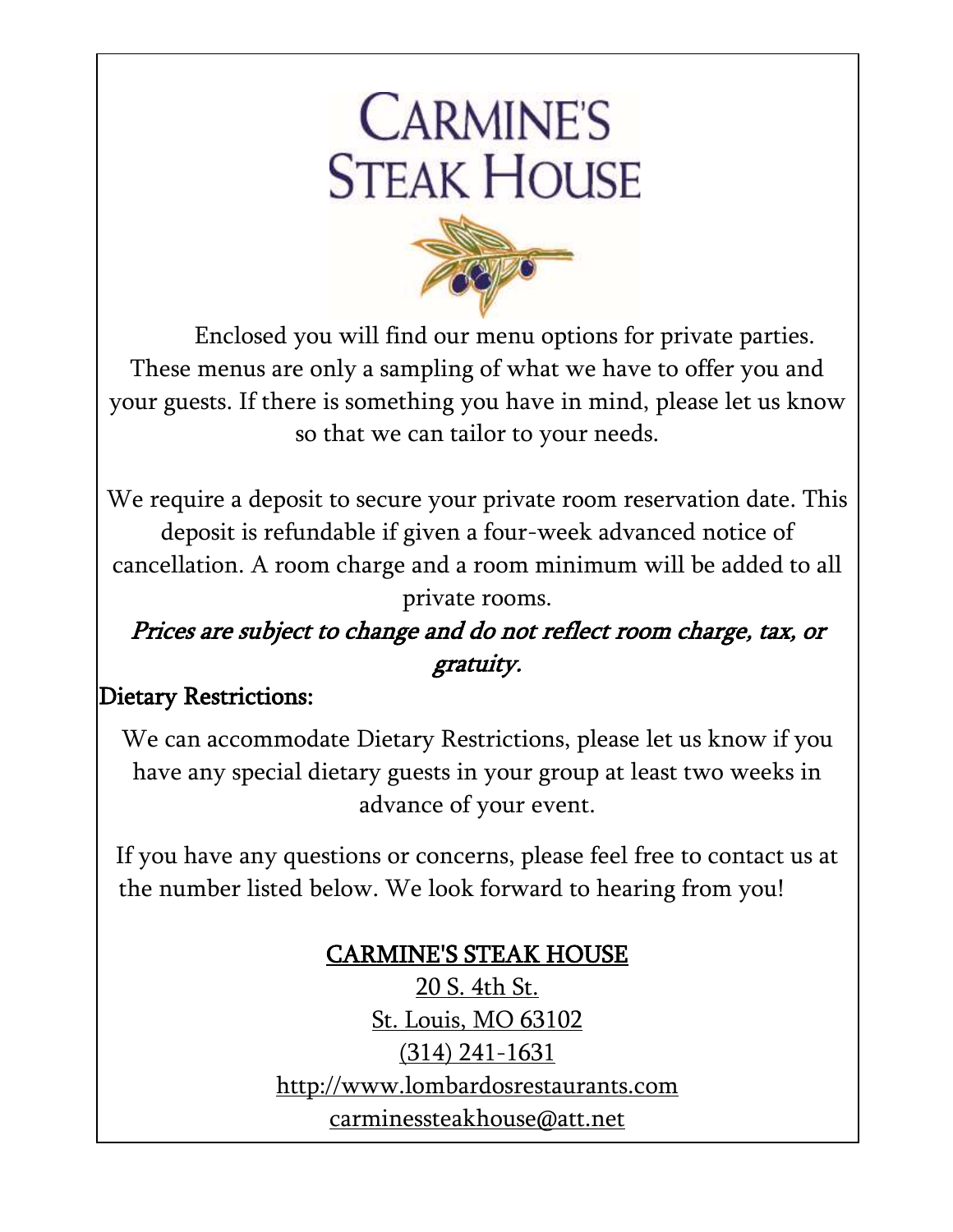# CARMINE'S STEAK HOUSE

Enclosed you will find our menu options for private parties. These menus are only a sampling of what we have to offer you and your guests. If there is something you have in mind, please let us know so that we can tailor to your needs.

We require a deposit to secure your private room reservation date. This deposit is refundable if given a four-week advanced notice of cancellation. A room charge and a room minimum will be added to all private rooms.

*Prices are subject to change and do not reflect room charge, tax, or gratuity.*

## Dietary Restrictions:

We can accommodate Dietary Restrictions, please let us know if you have any special dietary guests in your group at least two weeks in advance of your event.

If you have any questions or concerns, please feel free to contact us at the number listed below. We look forward to hearing from you!

CARMINE'S STEAK HOUSE
20 S. 4th St.
St. Louis, MO 63102
(314) 241-1631
http://www.lombardosrestaurants.com
carminessteakhouse@att.net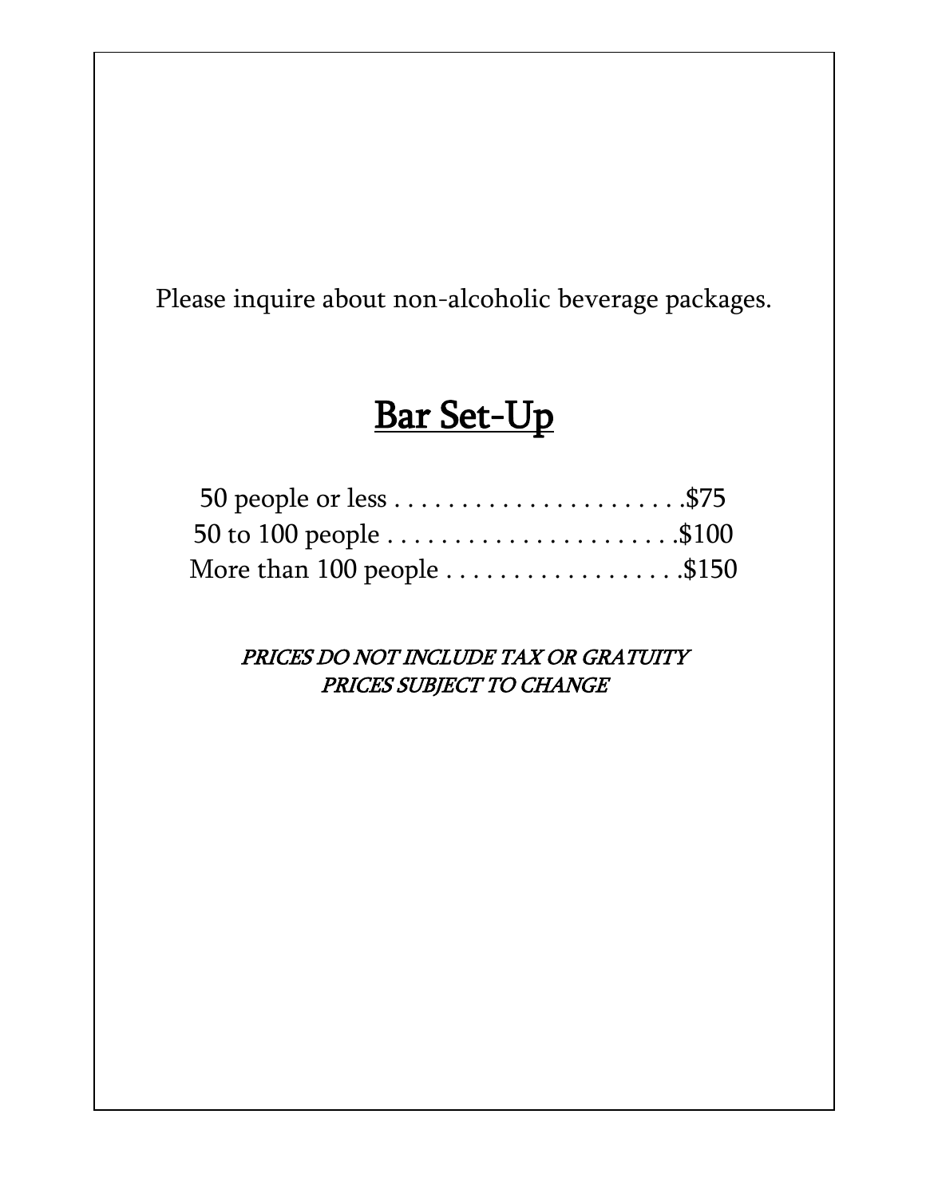Please inquire about non-alcoholic beverage packages.

## Bar Set-Up

50 people or less . . . . . . . . . . . . . . . . . . . . . .$75
50 to 100 people . . . . . . . . . . . . . . . . . . . . . .$100
More than 100 people . . . . . . . . . . . . . . . . . .$150

*PRICES DO NOT INCLUDE TAX OR GRATUITY*
*PRICES SUBJECT TO CHANGE*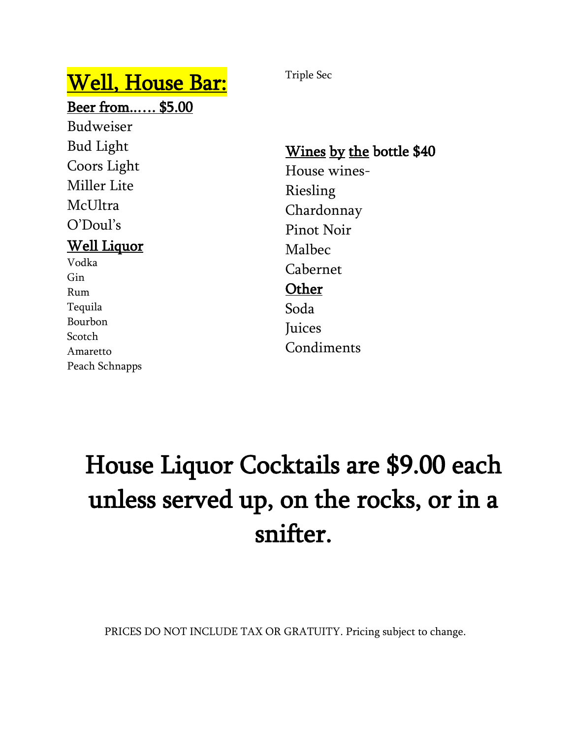# Well, House Bar:

## Beer from…… $5.00

Budweiser
Bud Light
Coors Light
Miller Lite
McUltra
O'Doul's

## Well Liquor

Vodka
Gin
Rum
Tequila
Bourbon
Scotch
Amaretto
Peach Schnapps
Triple Sec

## Wines by the bottle $40

House wines-
Riesling
Chardonnay
Pinot Noir
Malbec
Cabernet

## Other

Soda
Juices
Condiments

# House Liquor Cocktails are $9.00 each unless served up, on the rocks, or in a snifter.

PRICES DO NOT INCLUDE TAX OR GRATUITY. Pricing subject to change.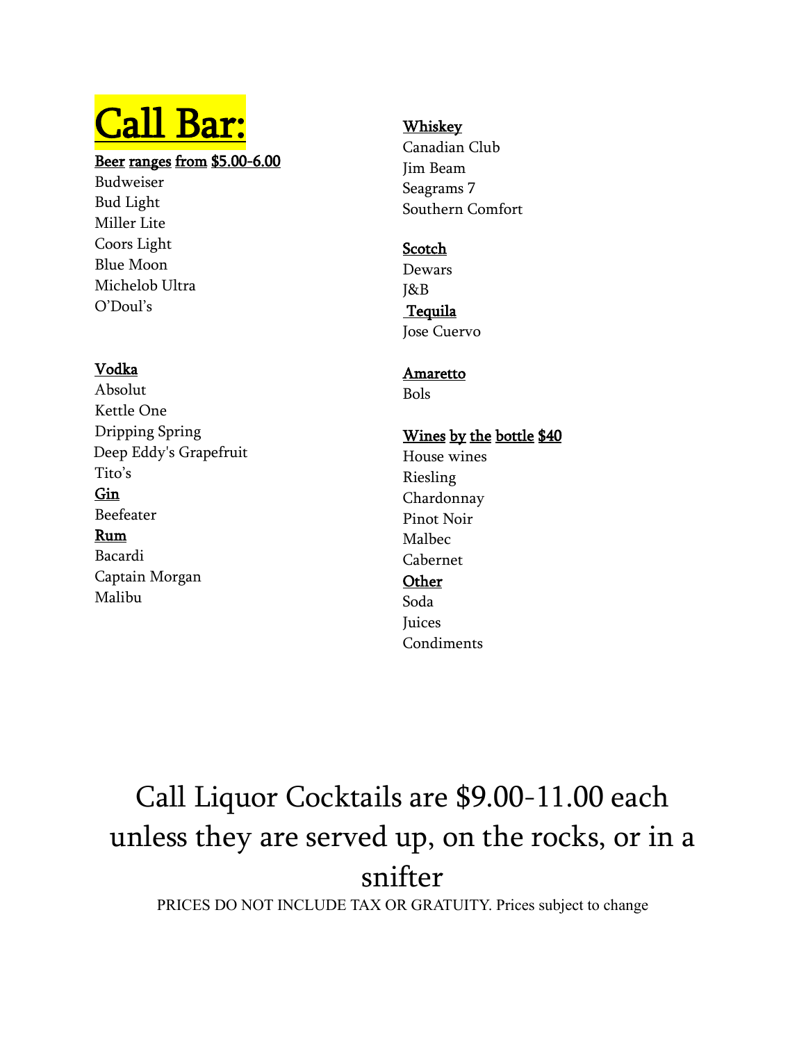# Call Bar:

**Beer ranges from $5.00-6.00**

Budweiser
Bud Light
Miller Lite
Coors Light
Blue Moon
Michelob Ultra
O'Doul's

**Vodka**

Absolut
Kettle One
Dripping Spring
Deep Eddy's Grapefruit
Tito's

**Gin**

Beefeater

**Rum**

Bacardi
Captain Morgan
Malibu

**Whiskey**

Canadian Club
Jim Beam
Seagrams 7
Southern Comfort

**Scotch**

Dewars
J&B

**Tequila**

Jose Cuervo

**Amaretto**

Bols

**Wines by the bottle $40**

House wines
Riesling
Chardonnay
Pinot Noir
Malbec
Cabernet

**Other**

Soda
Juices
Condiments

Call Liquor Cocktails are $9.00-11.00 each unless they are served up, on the rocks, or in a snifter

PRICES DO NOT INCLUDE TAX OR GRATUITY. Prices subject to change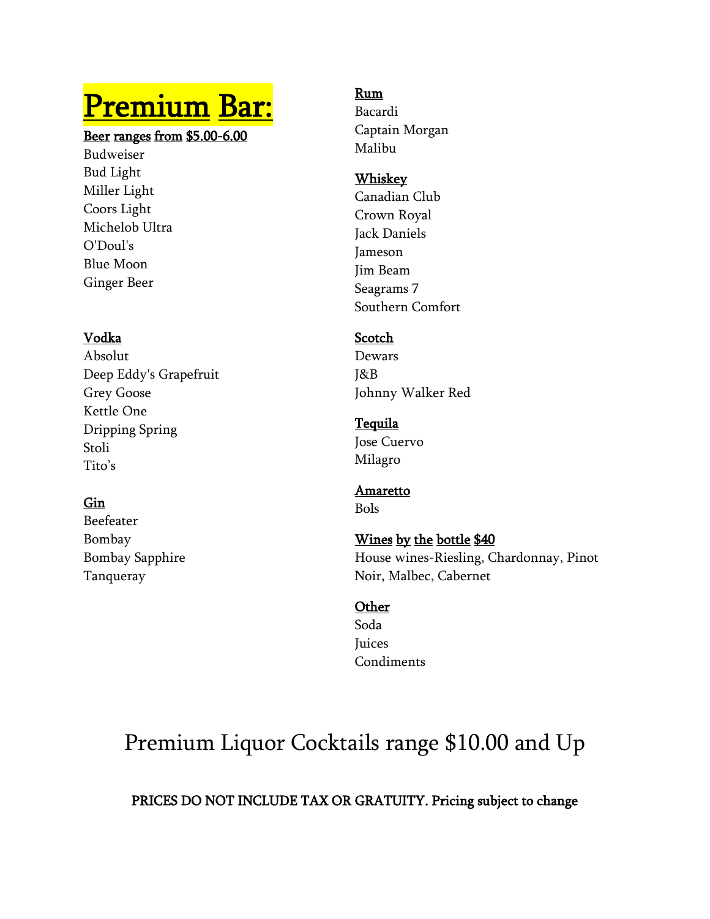# Premium Bar:

**Beer ranges from $5.00-6.00**

Budweiser
Bud Light
Miller Light
Coors Light
Michelob Ultra
O'Doul's
Blue Moon
Ginger Beer

**Vodka**

Absolut
Deep Eddy's Grapefruit
Grey Goose
Kettle One
Dripping Spring
Stoli
Tito's

**Gin**

Beefeater
Bombay
Bombay Sapphire
Tanqueray

**Rum**

Bacardi
Captain Morgan
Malibu

**Whiskey**

Canadian Club
Crown Royal
Jack Daniels
Jameson
Jim Beam
Seagrams 7
Southern Comfort

**Scotch**

Dewars
J&B
Johnny Walker Red

**Tequila**

Jose Cuervo
Milagro

**Amaretto**

Bols

**Wines by the bottle $40**

House wines-Riesling, Chardonnay, Pinot Noir, Malbec, Cabernet

**Other**

Soda
Juices
Condiments

## Premium Liquor Cocktails range $10.00 and Up

PRICES DO NOT INCLUDE TAX OR GRATUITY. Pricing subject to change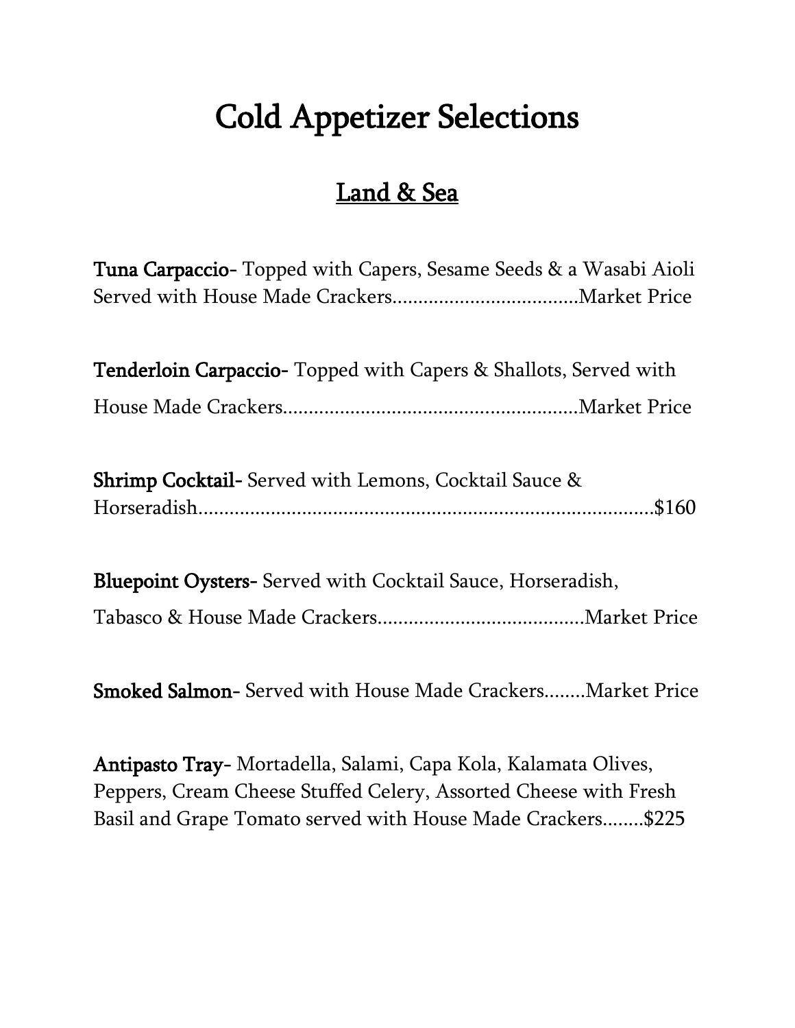# Cold Appetizer Selections

## Land & Sea

**Tuna Carpaccio**- Topped with Capers, Sesame Seeds & a Wasabi Aioli Served with House Made Crackers...................................Market Price

**Tenderloin Carpaccio**- Topped with Capers & Shallots, Served with House Made Crackers........................................................Market Price

**Shrimp Cocktail**- Served with Lemons, Cocktail Sauce & Horseradish.........................................................................................$160

**Bluepoint Oysters**- Served with Cocktail Sauce, Horseradish, Tabasco & House Made Crackers.......................................Market Price

**Smoked Salmon**- Served with House Made Crackers........Market Price

**Antipasto Tray**- Mortadella, Salami, Capa Kola, Kalamata Olives, Peppers, Cream Cheese Stuffed Celery, Assorted Cheese with Fresh Basil and Grape Tomato served with House Made Crackers........$225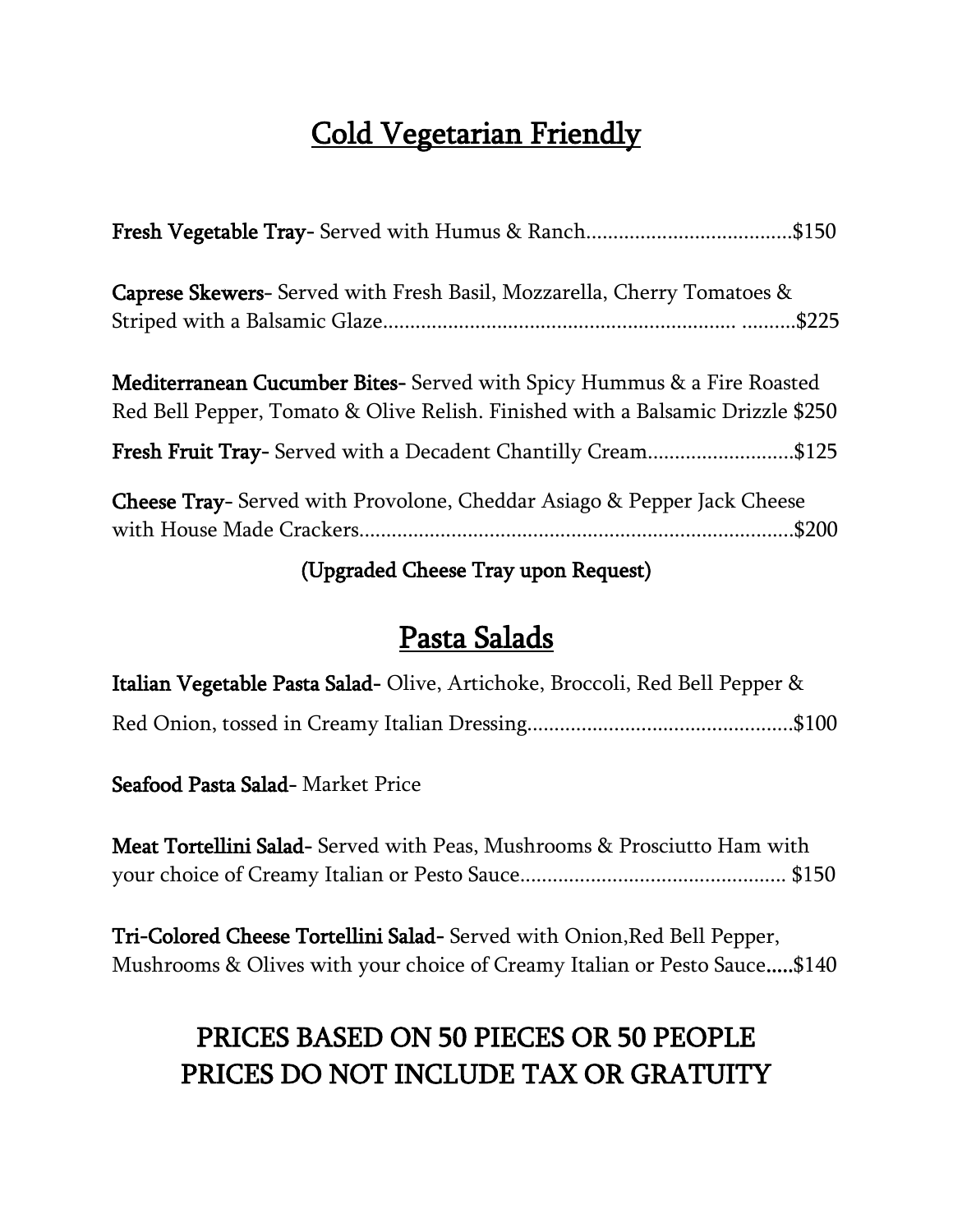# Cold Vegetarian Friendly

**Fresh Vegetable Tray**- Served with Humus & Ranch.....................................$150

**Caprese Skewers**- Served with Fresh Basil, Mozzarella, Cherry Tomatoes & Striped with a Balsamic Glaze.............................................................. ..........$225

**Mediterranean Cucumber Bites**- Served with Spicy Hummus & a Fire Roasted Red Bell Pepper, Tomato & Olive Relish. Finished with a Balsamic Drizzle $250

**Fresh Fruit Tray**- Served with a Decadent Chantilly Cream...........................$125

**Cheese Tray**- Served with Provolone, Cheddar Asiago & Pepper Jack Cheese with House Made Crackers...............................................................................$200

**(Upgraded Cheese Tray upon Request)**

# Pasta Salads

**Italian Vegetable Pasta Salad**- Olive, Artichoke, Broccoli, Red Bell Pepper & Red Onion, tossed in Creamy Italian Dressing................................................$100

**Seafood Pasta Salad**- Market Price

**Meat Tortellini Salad**- Served with Peas, Mushrooms & Prosciutto Ham with your choice of Creamy Italian or Pesto Sauce................................................ $150

**Tri-Colored Cheese Tortellini Salad**- Served with Onion,Red Bell Pepper, Mushrooms & Olives with your choice of Creamy Italian or Pesto Sauce.....$140

## PRICES BASED ON 50 PIECES OR 50 PEOPLE
## PRICES DO NOT INCLUDE TAX OR GRATUITY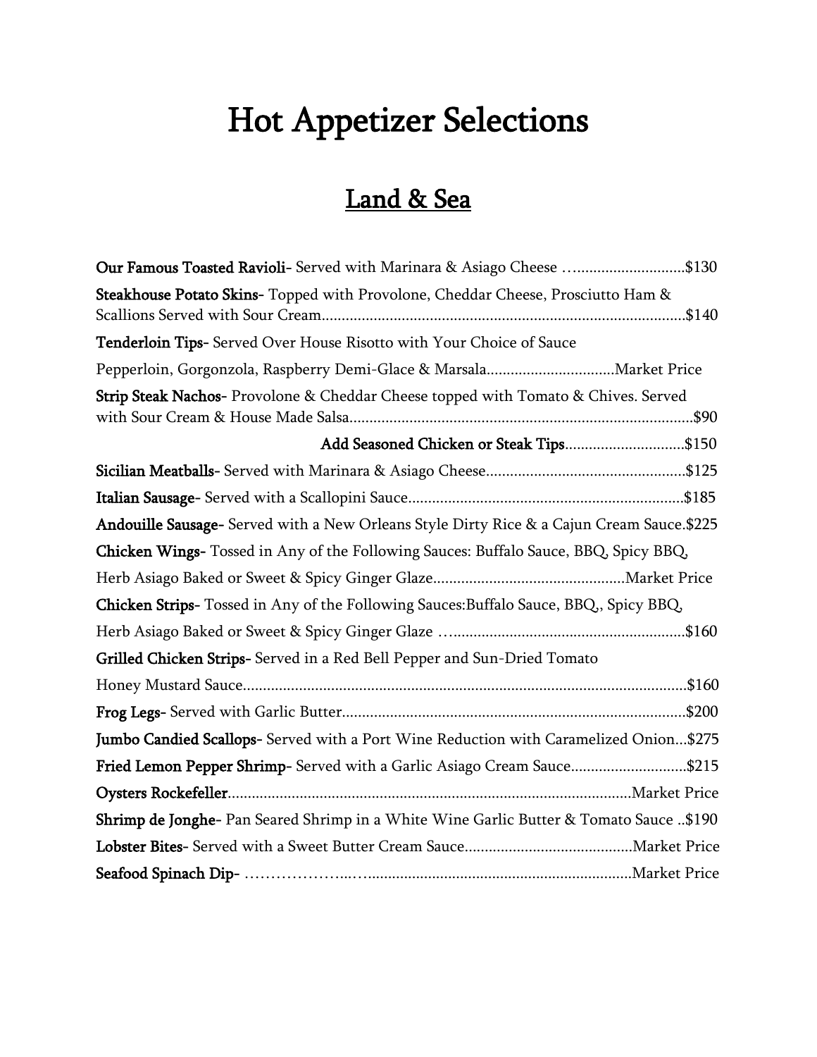# Hot Appetizer Selections

## Land & Sea

**Our Famous Toasted Ravioli**- Served with Marinara & Asiago Cheese ….........................$130

**Steakhouse Potato Skins**- Topped with Provolone, Cheddar Cheese, Prosciutto Ham & Scallions Served with Sour Cream..........................................................................................$140

**Tenderloin Tips**- Served Over House Risotto with Your Choice of Sauce

Pepperloin, Gorgonzola, Raspberry Demi-Glace & Marsala................................Market Price

**Strip Steak Nachos**- Provolone & Cheddar Cheese topped with Tomato & Chives. Served with Sour Cream & House Made Salsa.....................................................................................$90

**Add Seasoned Chicken or Steak Tips**.............................$150

**Sicilian Meatballs**- Served with Marinara & Asiago Cheese.................................................$125

**Italian Sausage**- Served with a Scallopini Sauce....................................................................$185

**Andouille Sausage**- Served with a New Orleans Style Dirty Rice & a Cajun Cream Sauce.$225

**Chicken Wings**- Tossed in Any of the Following Sauces: Buffalo Sauce, BBQ, Spicy BBQ,

Herb Asiago Baked or Sweet & Spicy Ginger Glaze................................................Market Price

**Chicken Strips**- Tossed in Any of the Following Sauces:Buffalo Sauce, BBQ,, Spicy BBQ,

Herb Asiago Baked or Sweet & Spicy Ginger Glaze …........................................................$160

**Grilled Chicken Strips**- Served in a Red Bell Pepper and Sun-Dried Tomato

Honey Mustard Sauce..............................................................................................................$160

**Frog Legs**- Served with Garlic Butter.....................................................................................$200

**Jumbo Candied Scallops**- Served with a Port Wine Reduction with Caramelized Onion...$275

**Fried Lemon Pepper Shrimp**- Served with a Garlic Asiago Cream Sauce............................$215

**Oysters Rockefeller**....................................................................................................Market Price

**Shrimp de Jonghe**- Pan Seared Shrimp in a White Wine Garlic Butter & Tomato Sauce ..$190

**Lobster Bites**- Served with a Sweet Butter Cream Sauce..........................................Market Price

**Seafood Spinach Dip**- ………………...…...................................................................Market Price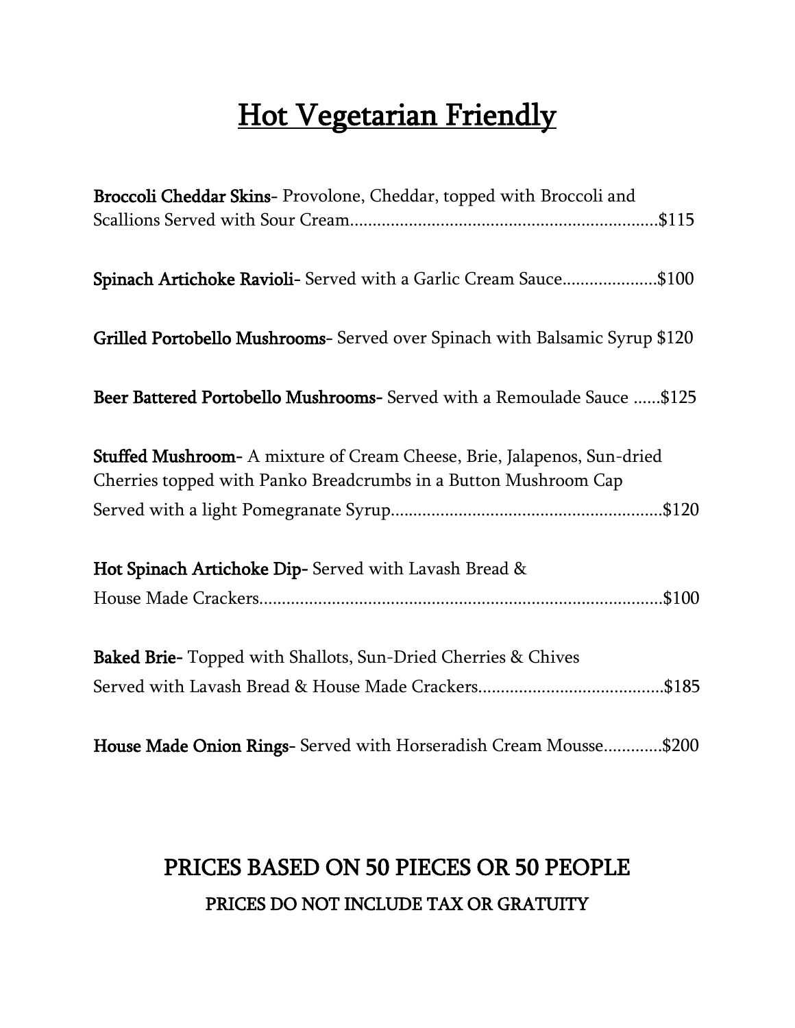# Hot Vegetarian Friendly

**Broccoli Cheddar Skins**- Provolone, Cheddar, topped with Broccoli and Scallions Served with Sour Cream....................................................................$115

**Spinach Artichoke Ravioli**- Served with a Garlic Cream Sauce....................$100

**Grilled Portobello Mushrooms**- Served over Spinach with Balsamic Syrup $120

**Beer Battered Portobello Mushrooms**- Served with a Remoulade Sauce ......$125

**Stuffed Mushroom**- A mixture of Cream Cheese, Brie, Jalapenos, Sun-dried Cherries topped with Panko Breadcrumbs in a Button Mushroom Cap Served with a light Pomegranate Syrup...........................................................$120

**Hot Spinach Artichoke Dip**- Served with Lavash Bread & House Made Crackers.........................................................................................$100

**Baked Brie**- Topped with Shallots, Sun-Dried Cherries & Chives Served with Lavash Bread & House Made Crackers.........................................$185

**House Made Onion Rings**- Served with Horseradish Cream Mousse.............$200

## PRICES BASED ON 50 PIECES OR 50 PEOPLE

PRICES DO NOT INCLUDE TAX OR GRATUITY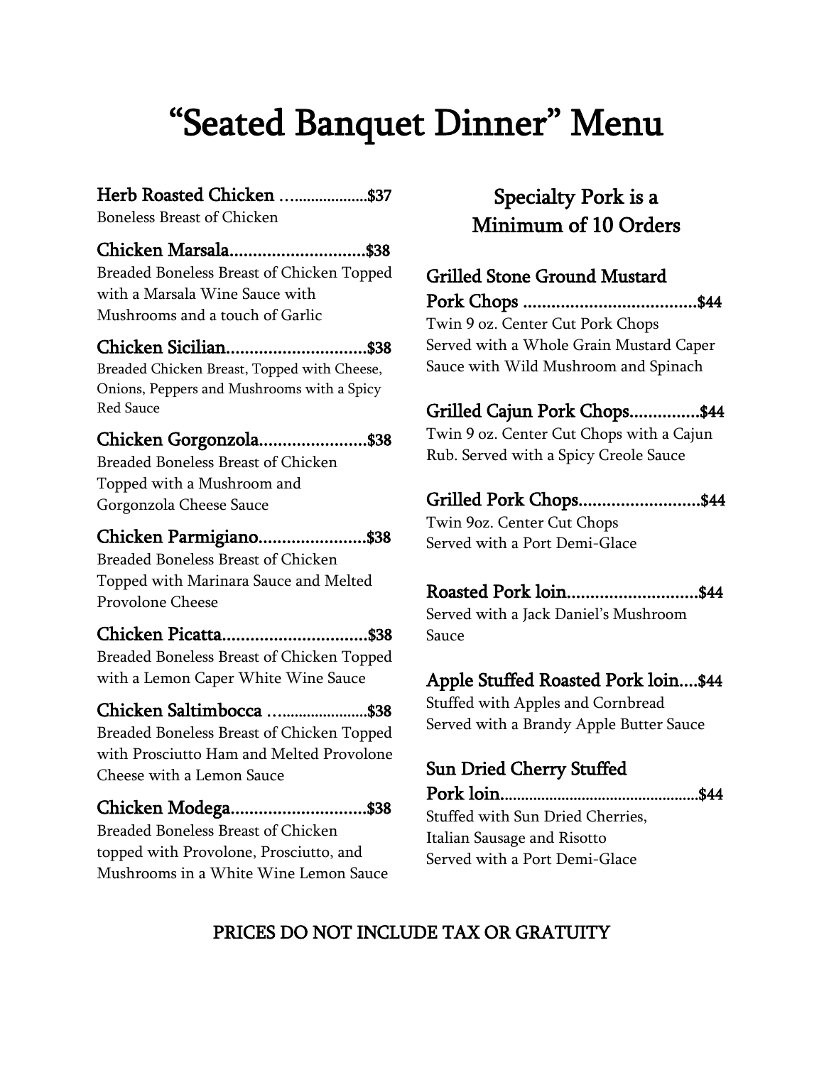# "Seated Banquet Dinner" Menu

**Herb Roasted Chicken ....................$37**
Boneless Breast of Chicken

**Chicken Marsala.............................$38**
Breaded Boneless Breast of Chicken Topped with a Marsala Wine Sauce with Mushrooms and a touch of Garlic

**Chicken Sicilian..............................$38**
Breaded Chicken Breast, Topped with Cheese, Onions, Peppers and Mushrooms with a Spicy Red Sauce

**Chicken Gorgonzola.......................$38**
Breaded Boneless Breast of Chicken Topped with a Mushroom and Gorgonzola Cheese Sauce

**Chicken Parmigiano.......................$38**
Breaded Boneless Breast of Chicken Topped with Marinara Sauce and Melted Provolone Cheese

**Chicken Picatta...............................$38**
Breaded Boneless Breast of Chicken Topped with a Lemon Caper White Wine Sauce

**Chicken Saltimbocca ........................$38**
Breaded Boneless Breast of Chicken Topped with Prosciutto Ham and Melted Provolone Cheese with a Lemon Sauce

**Chicken Modega.............................$38**
Breaded Boneless Breast of Chicken topped with Provolone, Prosciutto, and Mushrooms in a White Wine Lemon Sauce

## Specialty Pork is a Minimum of 10 Orders

**Grilled Stone Ground Mustard Pork Chops .....................................$44**
Twin 9 oz. Center Cut Pork Chops Served with a Whole Grain Mustard Caper Sauce with Wild Mushroom and Spinach

**Grilled Cajun Pork Chops...............$44**
Twin 9 oz. Center Cut Chops with a Cajun Rub. Served with a Spicy Creole Sauce

**Grilled Pork Chops..........................$44**
Twin 9oz. Center Cut Chops Served with a Port Demi-Glace

**Roasted Pork loin............................$44**
Served with a Jack Daniel's Mushroom Sauce

**Apple Stuffed Roasted Pork loin....$44**
Stuffed with Apples and Cornbread Served with a Brandy Apple Butter Sauce

**Sun Dried Cherry Stuffed Pork loin.................................................$44**
Stuffed with Sun Dried Cherries, Italian Sausage and Risotto Served with a Port Demi-Glace

PRICES DO NOT INCLUDE TAX OR GRATUITY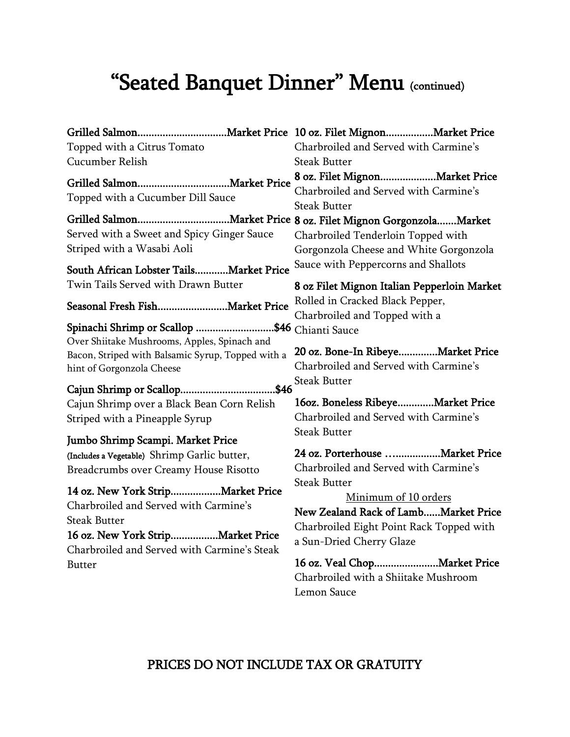# "Seated Banquet Dinner" Menu (continued)

**Grilled Salmon................................Market Price**
Topped with a Citrus Tomato Cucumber Relish

**Grilled Salmon................................Market Price**
Topped with a Cucumber Dill Sauce

**Grilled Salmon................................Market Price**
Served with a Sweet and Spicy Ginger Sauce Striped with a Wasabi Aoli

**South African Lobster Tails............Market Price**
Twin Tails Served with Drawn Butter

**Seasonal Fresh Fish.........................Market Price**

**Spinachi Shrimp or Scallop ............................$46**
Over Shiitake Mushrooms, Apples, Spinach and Bacon, Striped with Balsamic Syrup, Topped with a hint of Gorgonzola Cheese

**Cajun Shrimp or Scallop.................................$46**
Cajun Shrimp over a Black Bean Corn Relish Striped with a Pineapple Syrup

**Jumbo Shrimp Scampi. Market Price**
(Includes a Vegetable) Shrimp Garlic butter, Breadcrumbs over Creamy House Risotto

**14 oz. New York Strip.................Market Price**
Charbroiled and Served with Carmine's Steak Butter

**16 oz. New York Strip................Market Price**
Charbroiled and Served with Carmine's Steak Butter

**10 oz. Filet Mignon.................Market Price**
Charbroiled and Served with Carmine's Steak Butter

**8 oz. Filet Mignon....................Market Price**
Charbroiled and Served with Carmine's Steak Butter

**8 oz. Filet Mignon Gorgonzola.......Market**
Charbroiled Tenderloin Topped with Gorgonzola Cheese and White Gorgonzola Sauce with Peppercorns and Shallots

**8 oz Filet Mignon Italian Pepperloin Market**
Rolled in Cracked Black Pepper, Charbroiled and Topped with a Chianti Sauce

**20 oz. Bone-In Ribeye..............Market Price**
Charbroiled and Served with Carmine's Steak Butter

**16oz. Boneless Ribeye.............Market Price**
Charbroiled and Served with Carmine's Steak Butter

**24 oz. Porterhouse …...............Market Price**
Charbroiled and Served with Carmine's Steak Butter

Minimum of 10 orders

**New Zealand Rack of Lamb......Market Price**
Charbroiled Eight Point Rack Topped with a Sun-Dried Cherry Glaze

**16 oz. Veal Chop.......................Market Price**
Charbroiled with a Shiitake Mushroom Lemon Sauce

PRICES DO NOT INCLUDE TAX OR GRATUITY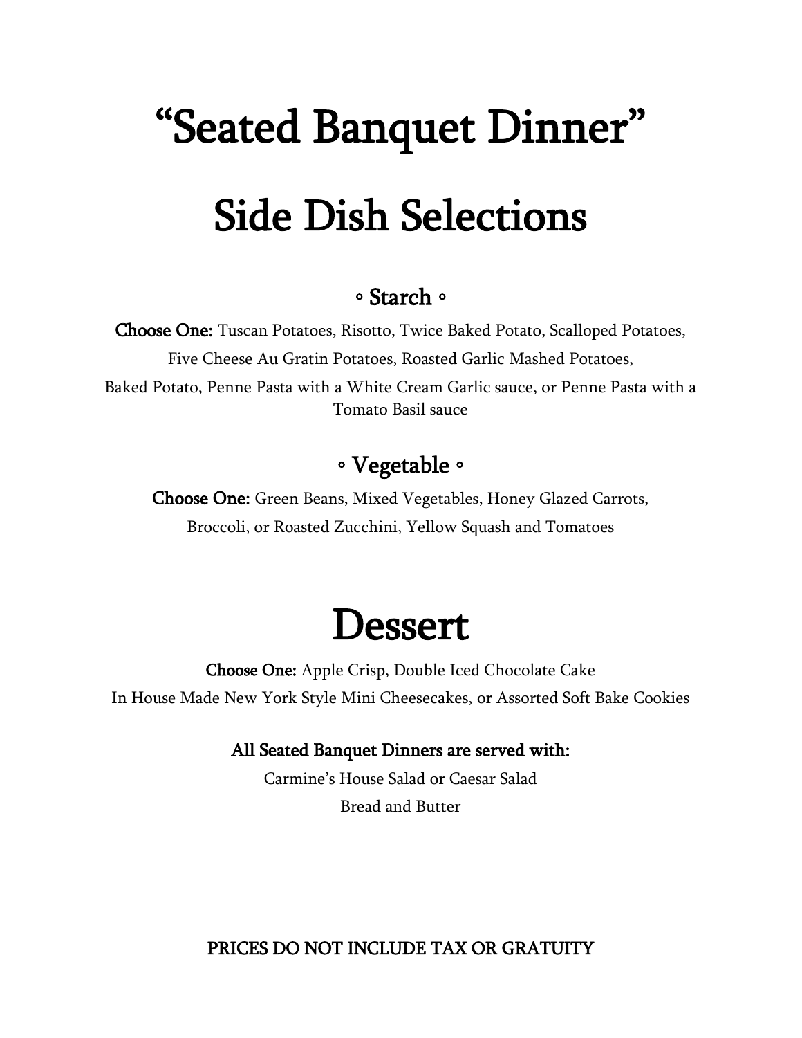# "Seated Banquet Dinner"

# Side Dish Selections

### ◦ Starch ◦

**Choose One:** Tuscan Potatoes, Risotto, Twice Baked Potato, Scalloped Potatoes, Five Cheese Au Gratin Potatoes, Roasted Garlic Mashed Potatoes, Baked Potato, Penne Pasta with a White Cream Garlic sauce, or Penne Pasta with a Tomato Basil sauce

### ◦ Vegetable ◦

**Choose One:** Green Beans, Mixed Vegetables, Honey Glazed Carrots, Broccoli, or Roasted Zucchini, Yellow Squash and Tomatoes

# Dessert

**Choose One:** Apple Crisp, Double Iced Chocolate Cake
In House Made New York Style Mini Cheesecakes, or Assorted Soft Bake Cookies

**All Seated Banquet Dinners are served with:**

Carmine's House Salad or Caesar Salad

Bread and Butter

PRICES DO NOT INCLUDE TAX OR GRATUITY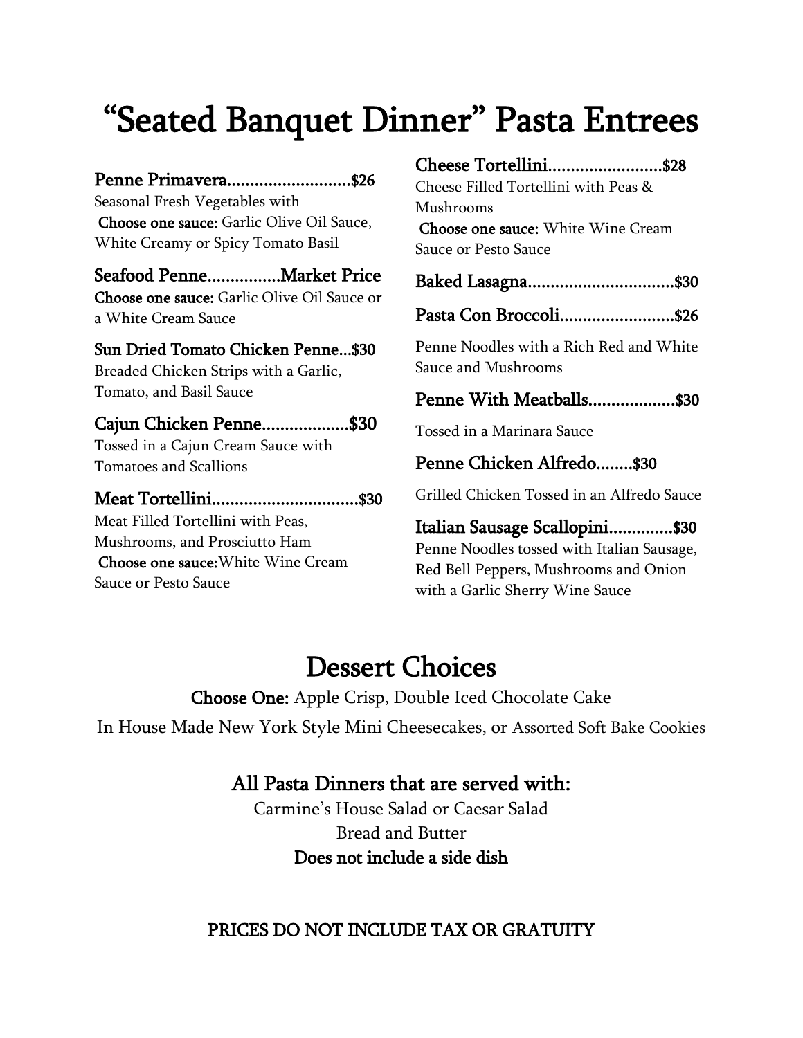# “Seated Banquet Dinner” Pasta Entrees

**Penne Primavera...........................$26**
Seasonal Fresh Vegetables with
**Choose one sauce:** Garlic Olive Oil Sauce, White Creamy or Spicy Tomato Basil

**Seafood Penne................Market Price**
**Choose one sauce:** Garlic Olive Oil Sauce or a White Cream Sauce

**Sun Dried Tomato Chicken Penne...$30**
Breaded Chicken Strips with a Garlic, Tomato, and Basil Sauce

**Cajun Chicken Penne...................$30**
Tossed in a Cajun Cream Sauce with Tomatoes and Scallions

**Meat Tortellini................................$30**
Meat Filled Tortellini with Peas, Mushrooms, and Prosciutto Ham
**Choose one sauce:** White Wine Cream Sauce or Pesto Sauce

**Cheese Tortellini.........................$28**
Cheese Filled Tortellini with Peas & Mushrooms
**Choose one sauce:** White Wine Cream Sauce or Pesto Sauce

**Baked Lasagna................................$30**

**Pasta Con Broccoli.........................$26**

Penne Noodles with a Rich Red and White Sauce and Mushrooms

**Penne With Meatballs...................$30**

Tossed in a Marinara Sauce

**Penne Chicken Alfredo........$30**

Grilled Chicken Tossed in an Alfredo Sauce

**Italian Sausage Scallopini..............$30**
Penne Noodles tossed with Italian Sausage, Red Bell Peppers, Mushrooms and Onion with a Garlic Sherry Wine Sauce

## Dessert Choices

**Choose One:** Apple Crisp, Double Iced Chocolate Cake
In House Made New York Style Mini Cheesecakes, or Assorted Soft Bake Cookies

### All Pasta Dinners that are served with:

Carmine’s House Salad or Caesar Salad
Bread and Butter
**Does not include a side dish**

**PRICES DO NOT INCLUDE TAX OR GRATUITY**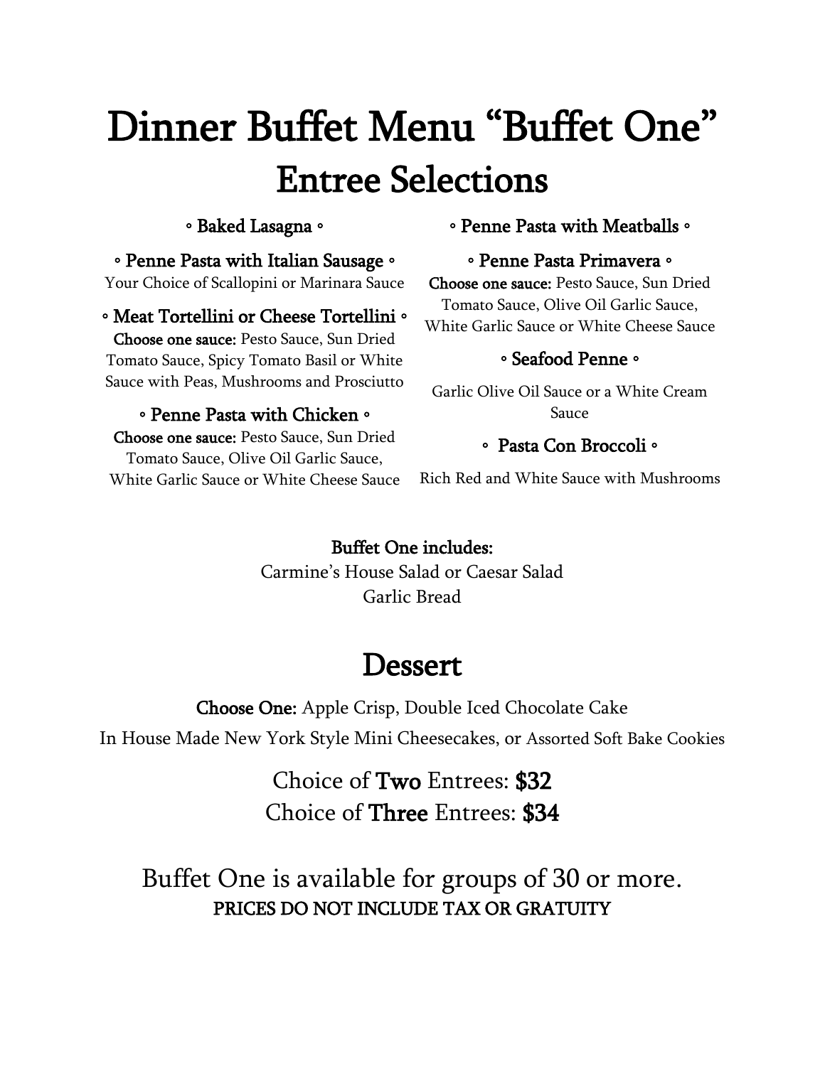# Dinner Buffet Menu "Buffet One"

## Entree Selections

**◦ Baked Lasagna ◦**

**◦ Penne Pasta with Italian Sausage ◦**
Your Choice of Scallopini or Marinara Sauce

**◦ Meat Tortellini or Cheese Tortellini ◦**
**Choose one sauce:** Pesto Sauce, Sun Dried Tomato Sauce, Spicy Tomato Basil or White Sauce with Peas, Mushrooms and Prosciutto

**◦ Penne Pasta with Chicken ◦**
**Choose one sauce:** Pesto Sauce, Sun Dried Tomato Sauce, Olive Oil Garlic Sauce, White Garlic Sauce or White Cheese Sauce

**◦ Penne Pasta with Meatballs ◦**

**◦ Penne Pasta Primavera ◦**
**Choose one sauce:** Pesto Sauce, Sun Dried Tomato Sauce, Olive Oil Garlic Sauce, White Garlic Sauce or White Cheese Sauce

**◦ Seafood Penne ◦**
Garlic Olive Oil Sauce or a White Cream Sauce

**◦ Pasta Con Broccoli ◦**
Rich Red and White Sauce with Mushrooms

**Buffet One includes:**
Carmine's House Salad or Caesar Salad
Garlic Bread

## Dessert

**Choose One:** Apple Crisp, Double Iced Chocolate Cake
In House Made New York Style Mini Cheesecakes, or Assorted Soft Bake Cookies

Choice of **Two** Entrees: **$32**
Choice of **Three** Entrees: **$34**

Buffet One is available for groups of 30 or more.
**PRICES DO NOT INCLUDE TAX OR GRATUITY**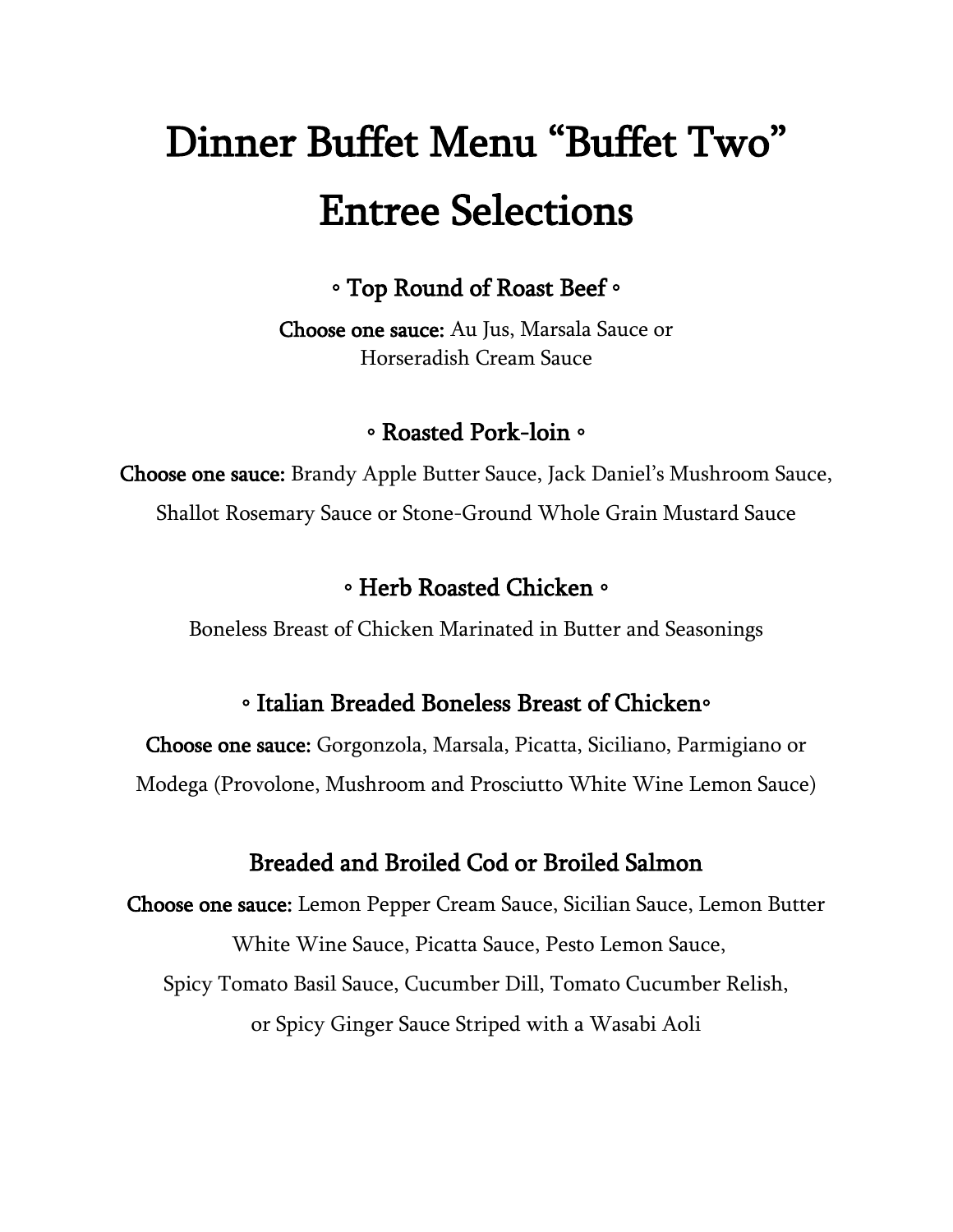# Dinner Buffet Menu "Buffet Two"
# Entree Selections

### ◦ Top Round of Roast Beef ◦

**Choose one sauce:** Au Jus, Marsala Sauce or Horseradish Cream Sauce

### ◦ Roasted Pork-loin ◦

**Choose one sauce:** Brandy Apple Butter Sauce, Jack Daniel's Mushroom Sauce, Shallot Rosemary Sauce or Stone-Ground Whole Grain Mustard Sauce

### ◦ Herb Roasted Chicken ◦

Boneless Breast of Chicken Marinated in Butter and Seasonings

### ◦ Italian Breaded Boneless Breast of Chicken◦

**Choose one sauce:** Gorgonzola, Marsala, Picatta, Siciliano, Parmigiano or Modega (Provolone, Mushroom and Prosciutto White Wine Lemon Sauce)

### Breaded and Broiled Cod or Broiled Salmon

**Choose one sauce:** Lemon Pepper Cream Sauce, Sicilian Sauce, Lemon Butter White Wine Sauce, Picatta Sauce, Pesto Lemon Sauce, Spicy Tomato Basil Sauce, Cucumber Dill, Tomato Cucumber Relish, or Spicy Ginger Sauce Striped with a Wasabi Aoli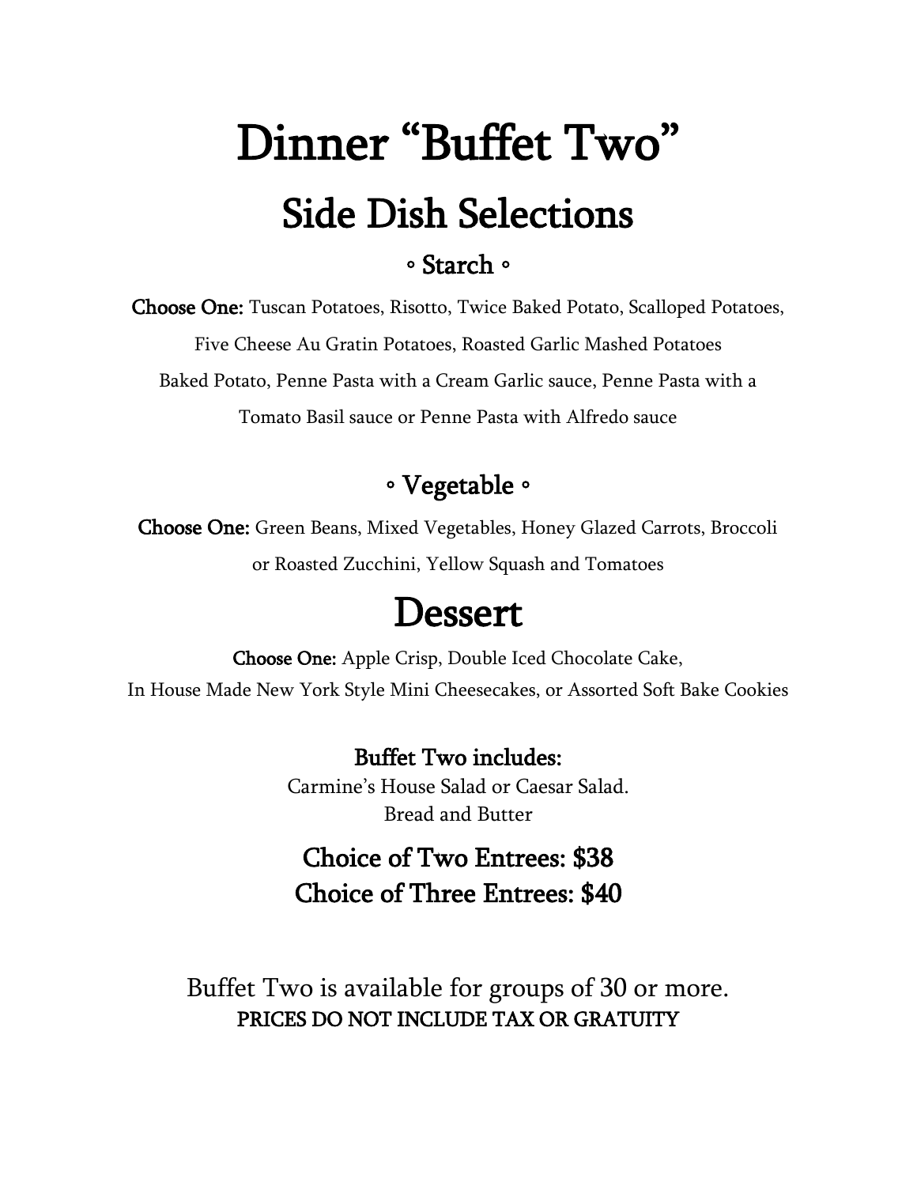# Dinner “Buffet Two”

## Side Dish Selections

### ◦ Starch ◦

**Choose One:** Tuscan Potatoes, Risotto, Twice Baked Potato, Scalloped Potatoes, Five Cheese Au Gratin Potatoes, Roasted Garlic Mashed Potatoes Baked Potato, Penne Pasta with a Cream Garlic sauce, Penne Pasta with a Tomato Basil sauce or Penne Pasta with Alfredo sauce

### ◦ Vegetable ◦

**Choose One:** Green Beans, Mixed Vegetables, Honey Glazed Carrots, Broccoli or Roasted Zucchini, Yellow Squash and Tomatoes

## Dessert

**Choose One:** Apple Crisp, Double Iced Chocolate Cake, In House Made New York Style Mini Cheesecakes, or Assorted Soft Bake Cookies

**Buffet Two includes:**
Carmine’s House Salad or Caesar Salad.
Bread and Butter

### Choice of Two Entrees: $38
### Choice of Three Entrees: $40

Buffet Two is available for groups of 30 or more.
PRICES DO NOT INCLUDE TAX OR GRATUITY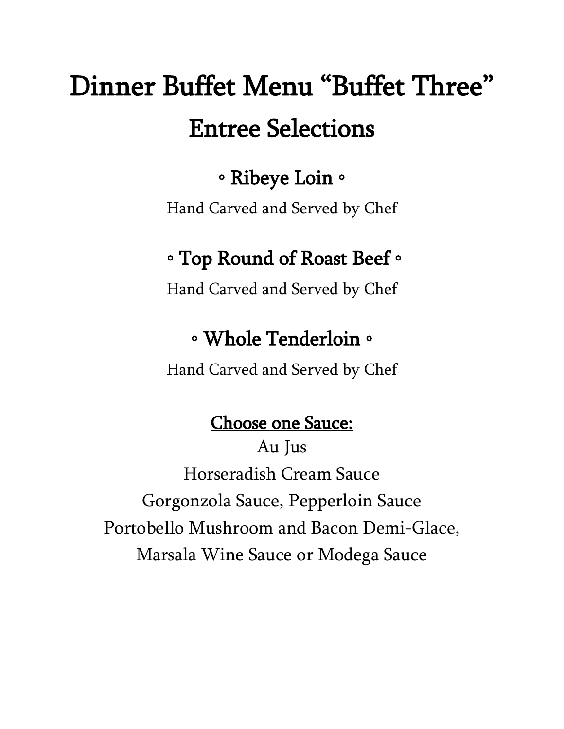# Dinner Buffet Menu "Buffet Three"

## Entree Selections

### ◦ Ribeye Loin ◦

Hand Carved and Served by Chef

### ◦ Top Round of Roast Beef ◦

Hand Carved and Served by Chef

### ◦ Whole Tenderloin ◦

Hand Carved and Served by Chef

<u>Choose one Sauce:</u>

Au Jus
Horseradish Cream Sauce
Gorgonzola Sauce, Pepperloin Sauce
Portobello Mushroom and Bacon Demi-Glace,
Marsala Wine Sauce or Modega Sauce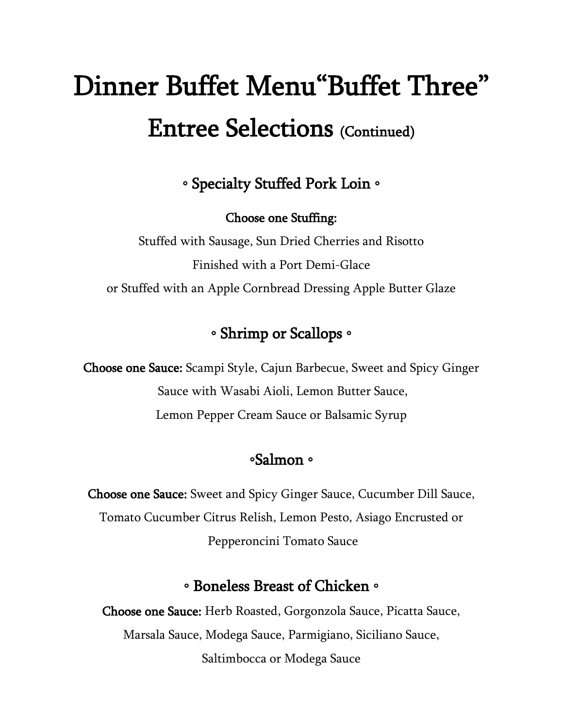# Dinner Buffet Menu"Buffet Three"

## Entree Selections (Continued)

### ◦ Specialty Stuffed Pork Loin ◦

**Choose one Stuffing:**

Stuffed with Sausage, Sun Dried Cherries and Risotto
Finished with a Port Demi-Glace
or Stuffed with an Apple Cornbread Dressing Apple Butter Glaze

### ◦ Shrimp or Scallops ◦

**Choose one Sauce:** Scampi Style, Cajun Barbecue, Sweet and Spicy Ginger Sauce with Wasabi Aioli, Lemon Butter Sauce, Lemon Pepper Cream Sauce or Balsamic Syrup

### ◦Salmon ◦

**Choose one Sauce:** Sweet and Spicy Ginger Sauce, Cucumber Dill Sauce, Tomato Cucumber Citrus Relish, Lemon Pesto, Asiago Encrusted or Pepperoncini Tomato Sauce

### ◦ Boneless Breast of Chicken ◦

**Choose one Sauce:** Herb Roasted, Gorgonzola Sauce, Picatta Sauce, Marsala Sauce, Modega Sauce, Parmigiano, Siciliano Sauce, Saltimbocca or Modega Sauce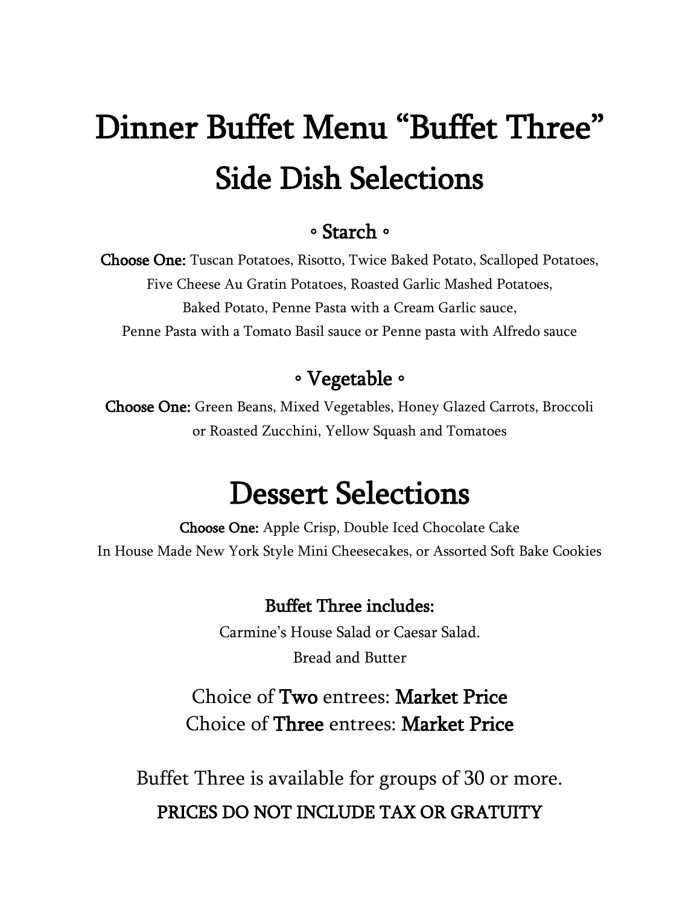# Dinner Buffet Menu “Buffet Three”

## Side Dish Selections

### ◦ Starch ◦

**Choose One:** Tuscan Potatoes, Risotto, Twice Baked Potato, Scalloped Potatoes, Five Cheese Au Gratin Potatoes, Roasted Garlic Mashed Potatoes, Baked Potato, Penne Pasta with a Cream Garlic sauce, Penne Pasta with a Tomato Basil sauce or Penne pasta with Alfredo sauce

### ◦ Vegetable ◦

**Choose One:** Green Beans, Mixed Vegetables, Honey Glazed Carrots, Broccoli or Roasted Zucchini, Yellow Squash and Tomatoes

# Dessert Selections

**Choose One:** Apple Crisp, Double Iced Chocolate Cake
In House Made New York Style Mini Cheesecakes, or Assorted Soft Bake Cookies

### Buffet Three includes:

Carmine’s House Salad or Caesar Salad.
Bread and Butter

Choice of **Two** entrees: **Market Price**
Choice of **Three** entrees: **Market Price**

Buffet Three is available for groups of 30 or more.

**PRICES DO NOT INCLUDE TAX OR GRATUITY**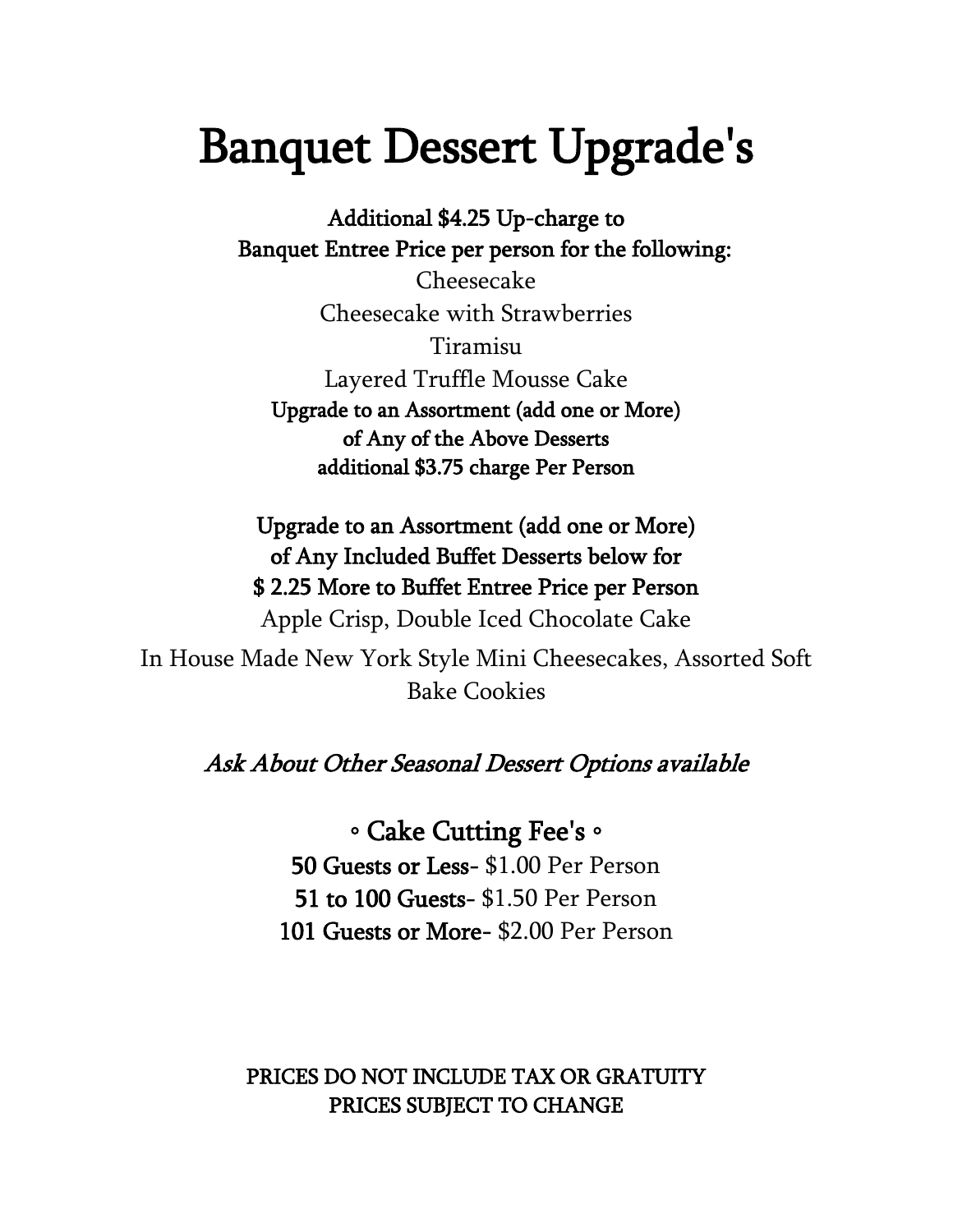# Banquet Dessert Upgrade's

**Additional $4.25 Up-charge to**
**Banquet Entree Price per person for the following:**

Cheesecake
Cheesecake with Strawberries
Tiramisu
Layered Truffle Mousse Cake

**Upgrade to an Assortment (add one or More)**
**of Any of the Above Desserts**
**additional $3.75 charge Per Person**

**Upgrade to an Assortment (add one or More)**
**of Any Included Buffet Desserts below for**
**$ 2.25 More to Buffet Entree Price per Person**

Apple Crisp, Double Iced Chocolate Cake
In House Made New York Style Mini Cheesecakes, Assorted Soft Bake Cookies

*Ask About Other Seasonal Dessert Options available*

## ◦ Cake Cutting Fee's ◦

**50 Guests or Less**- $1.00 Per Person
**51 to 100 Guests**- $1.50 Per Person
**101 Guests or More**- $2.00 Per Person

PRICES DO NOT INCLUDE TAX OR GRATUITY
PRICES SUBJECT TO CHANGE